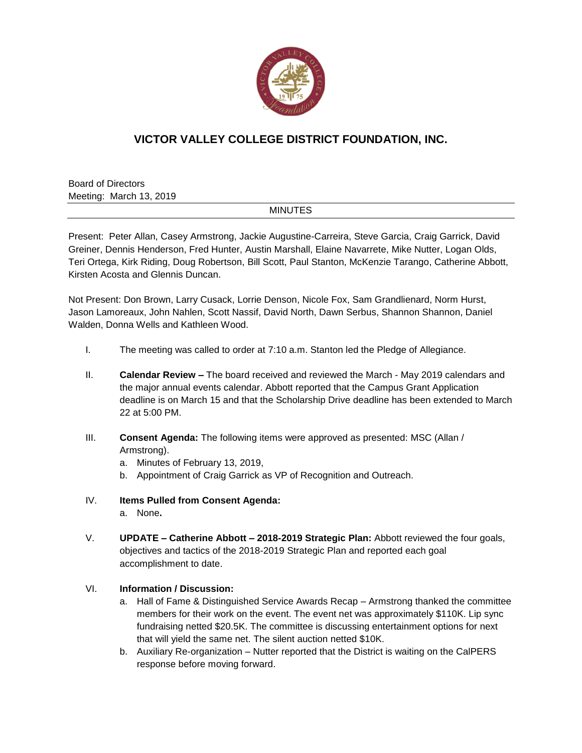# VICTOR VALLEY COLLEGE DISTRICT FOUNDATION, INC.

Board of Directors
Meeting: March 13, 2019

MINUTES

Present: Peter Allan, Casey Armstrong, Jackie Augustine-Carreira, Steve Garcia, Craig Garrick, David Greiner, Dennis Henderson, Fred Hunter, Austin Marshall, Elaine Navarrete, Mike Nutter, Logan Olds, Teri Ortega, Kirk Riding, Doug Robertson, Bill Scott, Paul Stanton, McKenzie Tarango, Catherine Abbott, Kirsten Acosta and Glennis Duncan.

Not Present: Don Brown, Larry Cusack, Lorrie Denson, Nicole Fox, Sam Grandlienard, Norm Hurst, Jason Lamoreaux, John Nahlen, Scott Nassif, David North, Dawn Serbus, Shannon Shannon, Daniel Walden, Donna Wells and Kathleen Wood.

I. The meeting was called to order at 7:10 a.m. Stanton led the Pledge of Allegiance.

II. **Calendar Review –** The board received and reviewed the March - May 2019 calendars and the major annual events calendar. Abbott reported that the Campus Grant Application deadline is on March 15 and that the Scholarship Drive deadline has been extended to March 22 at 5:00 PM.

III. **Consent Agenda:** The following items were approved as presented: MSC (Allan / Armstrong).
   a. Minutes of February 13, 2019,
   b. Appointment of Craig Garrick as VP of Recognition and Outreach.

IV. **Items Pulled from Consent Agenda:**
   a. None**.**

V. **UPDATE – Catherine Abbott – 2018-2019 Strategic Plan:** Abbott reviewed the four goals, objectives and tactics of the 2018-2019 Strategic Plan and reported each goal accomplishment to date.

VI. **Information / Discussion:**
   a. Hall of Fame & Distinguished Service Awards Recap – Armstrong thanked the committee members for their work on the event. The event net was approximately $110K. Lip sync fundraising netted $20.5K. The committee is discussing entertainment options for next that will yield the same net. The silent auction netted $10K.
   b. Auxiliary Re-organization – Nutter reported that the District is waiting on the CalPERS response before moving forward.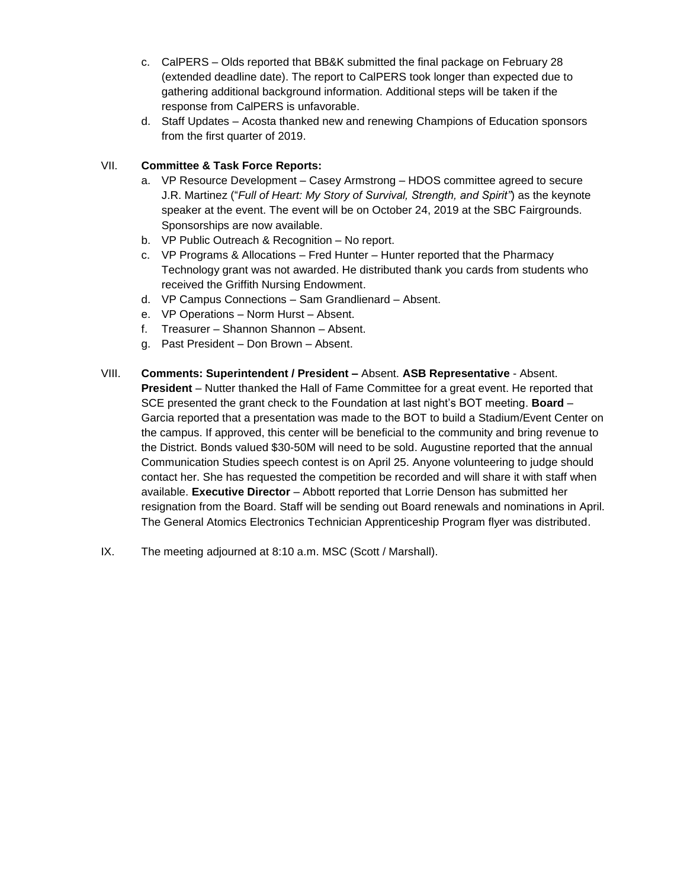c. CalPERS – Olds reported that BB&K submitted the final package on February 28 (extended deadline date). The report to CalPERS took longer than expected due to gathering additional background information. Additional steps will be taken if the response from CalPERS is unfavorable.

d. Staff Updates – Acosta thanked new and renewing Champions of Education sponsors from the first quarter of 2019.

VII. **Committee & Task Force Reports:**

a. VP Resource Development – Casey Armstrong – HDOS committee agreed to secure J.R. Martinez ("*Full of Heart: My Story of Survival, Strength, and Spirit"*) as the keynote speaker at the event. The event will be on October 24, 2019 at the SBC Fairgrounds. Sponsorships are now available.

b. VP Public Outreach & Recognition – No report.

c. VP Programs & Allocations – Fred Hunter – Hunter reported that the Pharmacy Technology grant was not awarded. He distributed thank you cards from students who received the Griffith Nursing Endowment.

d. VP Campus Connections – Sam Grandlienard – Absent.

e. VP Operations – Norm Hurst – Absent.

f. Treasurer – Shannon Shannon – Absent.

g. Past President – Don Brown – Absent.

VIII. **Comments: Superintendent / President –** Absent. **ASB Representative** - Absent. **President** – Nutter thanked the Hall of Fame Committee for a great event. He reported that SCE presented the grant check to the Foundation at last night's BOT meeting. **Board** – Garcia reported that a presentation was made to the BOT to build a Stadium/Event Center on the campus. If approved, this center will be beneficial to the community and bring revenue to the District. Bonds valued $30-50M will need to be sold. Augustine reported that the annual Communication Studies speech contest is on April 25. Anyone volunteering to judge should contact her. She has requested the competition be recorded and will share it with staff when available. **Executive Director** – Abbott reported that Lorrie Denson has submitted her resignation from the Board. Staff will be sending out Board renewals and nominations in April. The General Atomics Electronics Technician Apprenticeship Program flyer was distributed.

IX. The meeting adjourned at 8:10 a.m. MSC (Scott / Marshall).